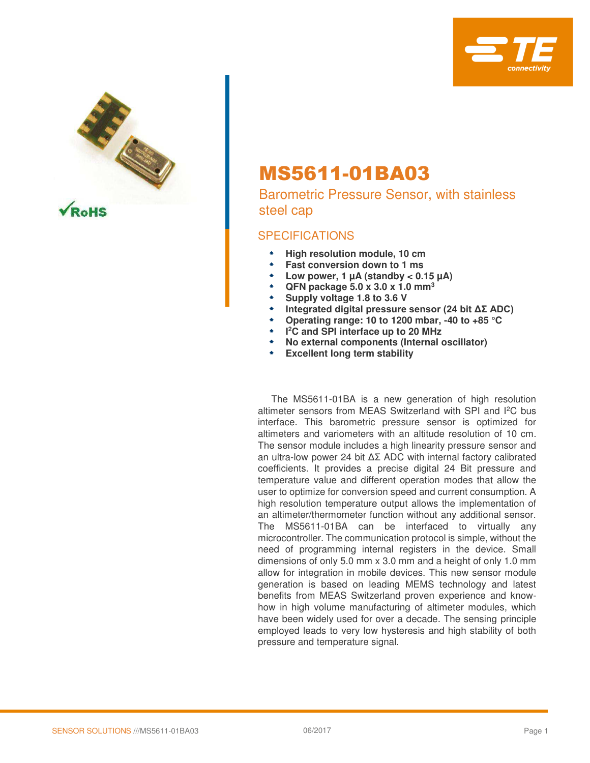# MS5611-01BA03

## Barometric Pressure Sensor, with stainless steel cap

## SPECIFICATIONS

- **High resolution module, 10 cm**
- **Fast conversion down to 1 ms**
- **Low power, 1 µA (standby < 0.15 µA)**
- **QFN package 5.0 x 3.0 x 1.0 mm$^3$**
- **Supply voltage 1.8 to 3.6 V**
- **Integrated digital pressure sensor (24 bit ΔΣ ADC)**
- **Operating range: 10 to 1200 mbar, -40 to +85 °C**
- **I$^2$C and SPI interface up to 20 MHz**
- **No external components (Internal oscillator)**
- **Excellent long term stability**

The MS5611-01BA is a new generation of high resolution altimeter sensors from MEAS Switzerland with SPI and I$^2$C bus interface. This barometric pressure sensor is optimized for altimeters and variometers with an altitude resolution of 10 cm. The sensor module includes a high linearity pressure sensor and an ultra-low power 24 bit ΔΣ ADC with internal factory calibrated coefficients. It provides a precise digital 24 Bit pressure and temperature value and different operation modes that allow the user to optimize for conversion speed and current consumption. A high resolution temperature output allows the implementation of an altimeter/thermometer function without any additional sensor. The MS5611-01BA can be interfaced to virtually any microcontroller. The communication protocol is simple, without the need of programming internal registers in the device. Small dimensions of only 5.0 mm x 3.0 mm and a height of only 1.0 mm allow for integration in mobile devices. This new sensor module generation is based on leading MEMS technology and latest benefits from MEAS Switzerland proven experience and know-how in high volume manufacturing of altimeter modules, which have been widely used for over a decade. The sensing principle employed leads to very low hysteresis and high stability of both pressure and temperature signal.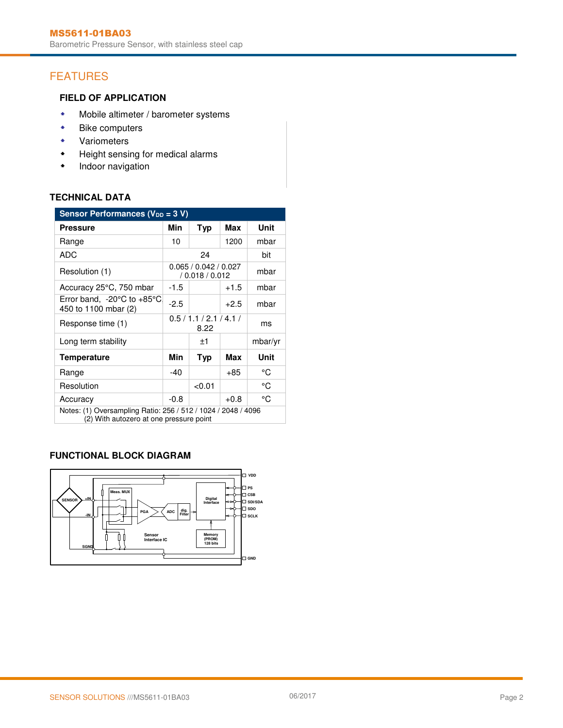# FEATURES

### FIELD OF APPLICATION

- Mobile altimeter / barometer systems
- Bike computers
- Variometers
- Height sensing for medical alarms
- Indoor navigation

## TECHNICAL DATA

| Sensor Performances ($V_{DD}$ = 3 V) | | | | |
|---|---|---|---|---|
| **Pressure** | **Min** | **Typ** | **Max** | **Unit** |
| Range | 10 | | 1200 | mbar |
| ADC | | 24 | | bit |
| Resolution (1) | | 0.065 / 0.042 / 0.027 / 0.018 / 0.012 | | mbar |
| Accuracy 25°C, 750 mbar | -1.5 | | +1.5 | mbar |
| Error band, -20°C to +85°C 450 to 1100 mbar (2) | -2.5 | | +2.5 | mbar |
| Response time (1) | | 0.5 / 1.1 / 2.1 / 4.1 / 8.22 | | ms |
| Long term stability | | ±1 | | mbar/yr |
| **Temperature** | **Min** | **Typ** | **Max** | **Unit** |
| Range | -40 | | +85 | °C |
| Resolution | | <0.01 | | °C |
| Accuracy | -0.8 | | +0.8 | °C |

Notes: (1) Oversampling Ratio: 256 / 512 / 1024 / 2048 / 4096
(2) With autozero at one pressure point

## FUNCTIONAL BLOCK DIAGRAM

SENSOR, +IN, -IN, SGND, Meas. MUX, PGA, ADC, dig. Filter, Digital Interface, Memory (PROM) 128 bits, Sensor Interface IC, VDD, PS, CSB, SDI/SDA, SDO, SCLK, GND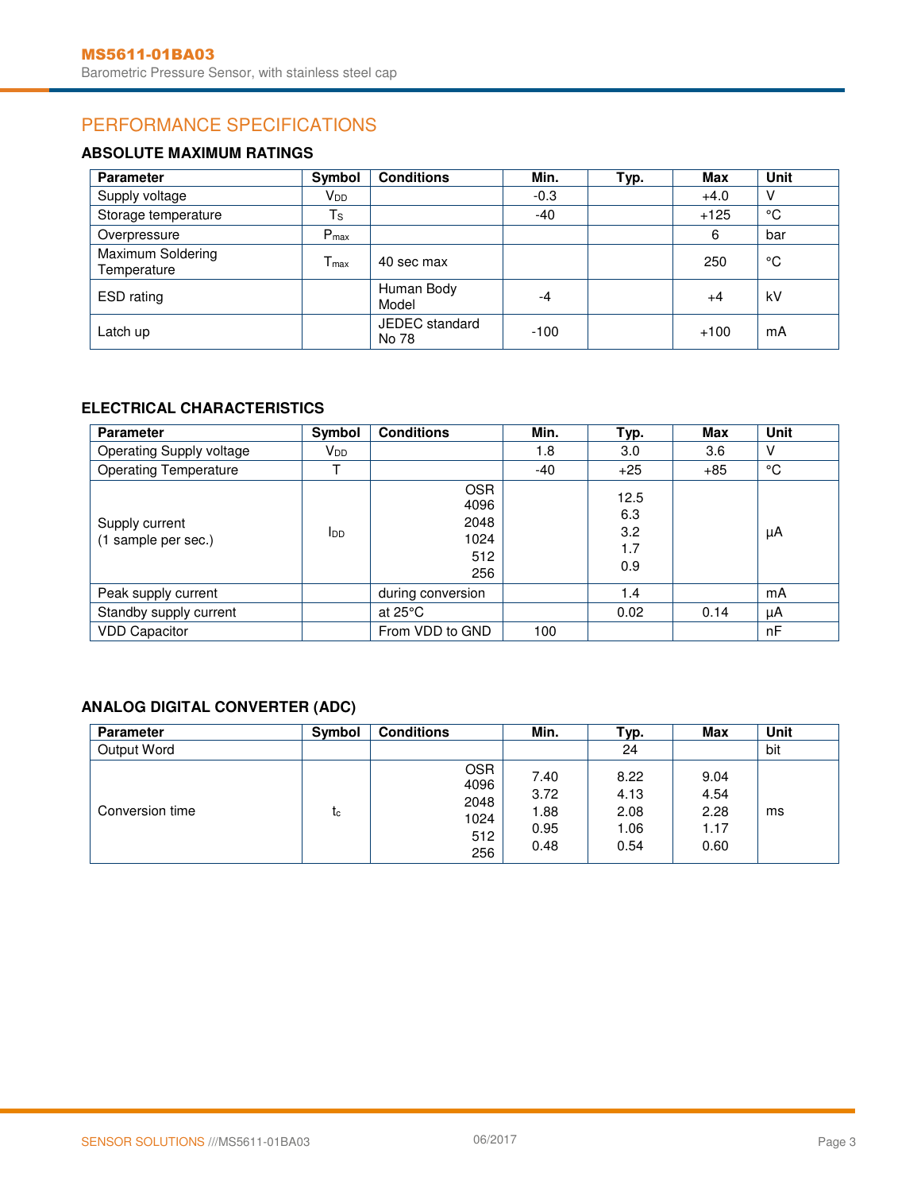## PERFORMANCE SPECIFICATIONS

### ABSOLUTE MAXIMUM RATINGS

| Parameter | Symbol | Conditions | Min. | Typ. | Max | Unit |
|---|---|---|---|---|---|---|
| Supply voltage | $V_{DD}$ | | -0.3 | | +4.0 | V |
| Storage temperature | $T_S$ | | -40 | | +125 | °C |
| Overpressure | $P_{max}$ | | | | 6 | bar |
| Maximum Soldering Temperature | $T_{max}$ | 40 sec max | | | 250 | °C |
| ESD rating | | Human Body Model | -4 | | +4 | kV |
| Latch up | | JEDEC standard No 78 | -100 | | +100 | mA |

### ELECTRICAL CHARACTERISTICS

| Parameter | Symbol | Conditions | Min. | Typ. | Max | Unit |
|---|---|---|---|---|---|---|
| Operating Supply voltage | $V_{DD}$ | | 1.8 | 3.0 | 3.6 | V |
| Operating Temperature | T | | -40 | +25 | +85 | °C |
| Supply current (1 sample per sec.) | $I_{DD}$ | OSR 4096<br>2048<br>1024<br>512<br>256 | | 12.5<br>6.3<br>3.2<br>1.7<br>0.9 | | µA |
| Peak supply current | | during conversion | | 1.4 | | mA |
| Standby supply current | | at 25°C | | 0.02 | 0.14 | µA |
| VDD Capacitor | | From VDD to GND | 100 | | | nF |

### ANALOG DIGITAL CONVERTER (ADC)

| Parameter | Symbol | Conditions | Min. | Typ. | Max | Unit |
|---|---|---|---|---|---|---|
| Output Word | | | | 24 | | bit |
| Conversion time | $t_c$ | OSR 4096<br>2048<br>1024<br>512<br>256 | 7.40<br>3.72<br>1.88<br>0.95<br>0.48 | 8.22<br>4.13<br>2.08<br>1.06<br>0.54 | 9.04<br>4.54<br>2.28<br>1.17<br>0.60 | ms |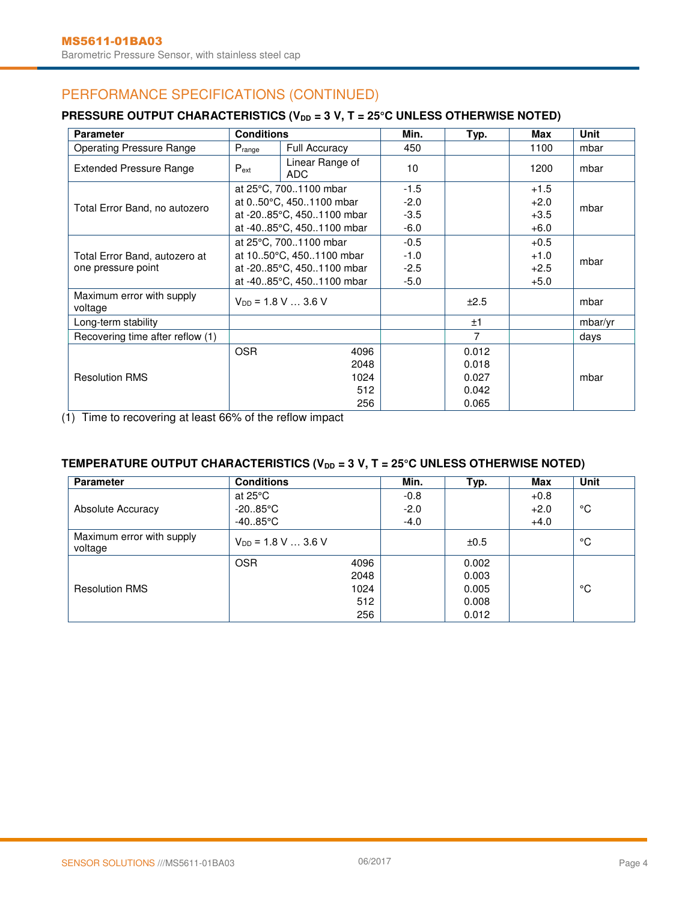## PERFORMANCE SPECIFICATIONS (CONTINUED)

### PRESSURE OUTPUT CHARACTERISTICS ($V_{DD}$ = 3 V, T = 25°C UNLESS OTHERWISE NOTED)

| Parameter | Conditions | | Min. | Typ. | Max | Unit |
|---|---|---|---|---|---|---|
| Operating Pressure Range | $P_{range}$ | Full Accuracy | 450 | | 1100 | mbar |
| Extended Pressure Range | $P_{ext}$ | Linear Range of ADC | 10 | | 1200 | mbar |
| Total Error Band, no autozero | at 25°C, 700..1100 mbar<br>at 0..50°C, 450..1100 mbar<br>at -20..85°C, 450..1100 mbar<br>at -40..85°C, 450..1100 mbar | | -1.5<br>-2.0<br>-3.5<br>-6.0 | | +1.5<br>+2.0<br>+3.5<br>+6.0 | mbar |
| Total Error Band, autozero at one pressure point | at 25°C, 700..1100 mbar<br>at 10..50°C, 450..1100 mbar<br>at -20..85°C, 450..1100 mbar<br>at -40..85°C, 450..1100 mbar | | -0.5<br>-1.0<br>-2.5<br>-5.0 | | +0.5<br>+1.0<br>+2.5<br>+5.0 | mbar |
| Maximum error with supply voltage | $V_{DD}$ = 1.8 V … 3.6 V | | | ±2.5 | | mbar |
| Long-term stability | | | | ±1 | | mbar/yr |
| Recovering time after reflow (1) | | | | 7 | | days |
| Resolution RMS | OSR | 4096<br>2048<br>1024<br>512<br>256 | | 0.012<br>0.018<br>0.027<br>0.042<br>0.065 | | mbar |

(1) Time to recovering at least 66% of the reflow impact

### TEMPERATURE OUTPUT CHARACTERISTICS ($V_{DD}$ = 3 V, T = 25°C UNLESS OTHERWISE NOTED)

| Parameter | Conditions | | Min. | Typ. | Max | Unit |
|---|---|---|---|---|---|---|
| Absolute Accuracy | at 25°C<br>-20..85°C<br>-40..85°C | | -0.8<br>-2.0<br>-4.0 | | +0.8<br>+2.0<br>+4.0 | °C |
| Maximum error with supply voltage | $V_{DD}$ = 1.8 V … 3.6 V | | | ±0.5 | | °C |
| Resolution RMS | OSR | 4096<br>2048<br>1024<br>512<br>256 | | 0.002<br>0.003<br>0.005<br>0.008<br>0.012 | | °C |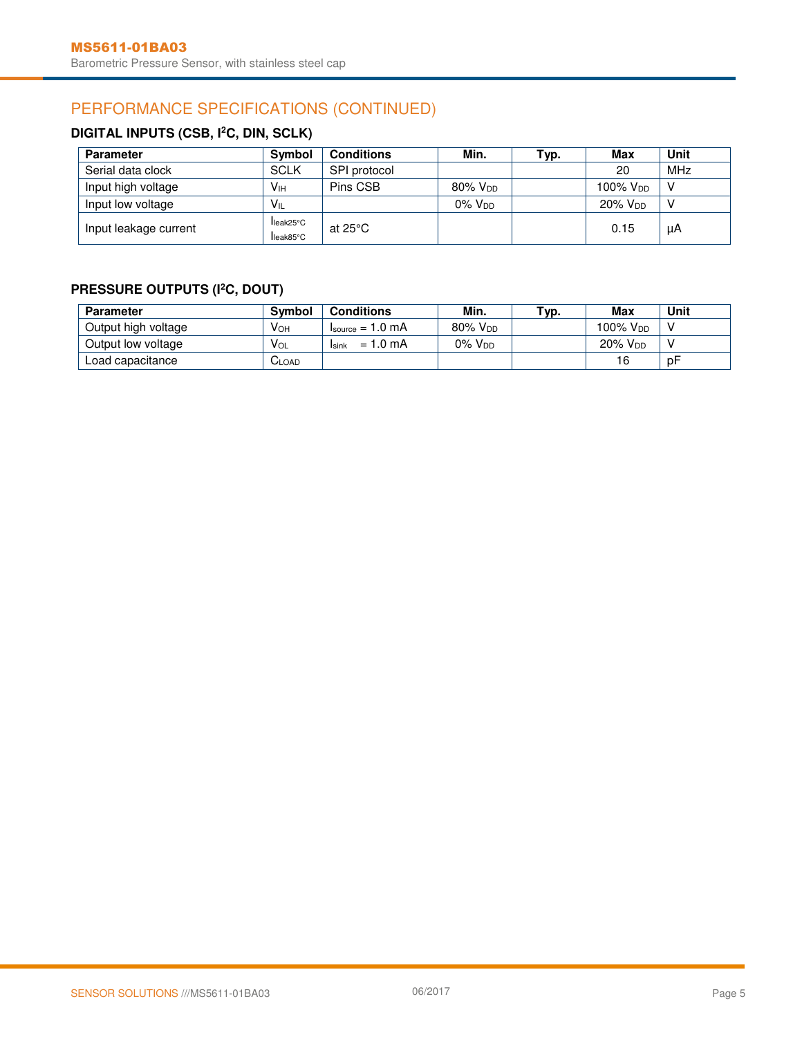## PERFORMANCE SPECIFICATIONS (CONTINUED)

### DIGITAL INPUTS (CSB, I²C, DIN, SCLK)

| Parameter | Symbol | Conditions | Min. | Typ. | Max | Unit |
|---|---|---|---|---|---|---|
| Serial data clock | SCLK | SPI protocol | | | 20 | MHz |
| Input high voltage | $V_{IH}$ | Pins CSB | 80% $V_{DD}$ | | 100% $V_{DD}$ | V |
| Input low voltage | $V_{IL}$ | | 0% $V_{DD}$ | | 20% $V_{DD}$ | V |
| Input leakage current | $I_{leak25°C}$ $I_{leak85°C}$ | at 25°C | | | 0.15 | µA |

### PRESSURE OUTPUTS (I²C, DOUT)

| Parameter | Symbol | Conditions | Min. | Typ. | Max | Unit |
|---|---|---|---|---|---|---|
| Output high voltage | $V_{OH}$ | $I_{source}$ = 1.0 mA | 80% $V_{DD}$ | | 100% $V_{DD}$ | V |
| Output low voltage | $V_{OL}$ | $I_{sink}$ = 1.0 mA | 0% $V_{DD}$ | | 20% $V_{DD}$ | V |
| Load capacitance | $C_{LOAD}$ | | | | 16 | pF |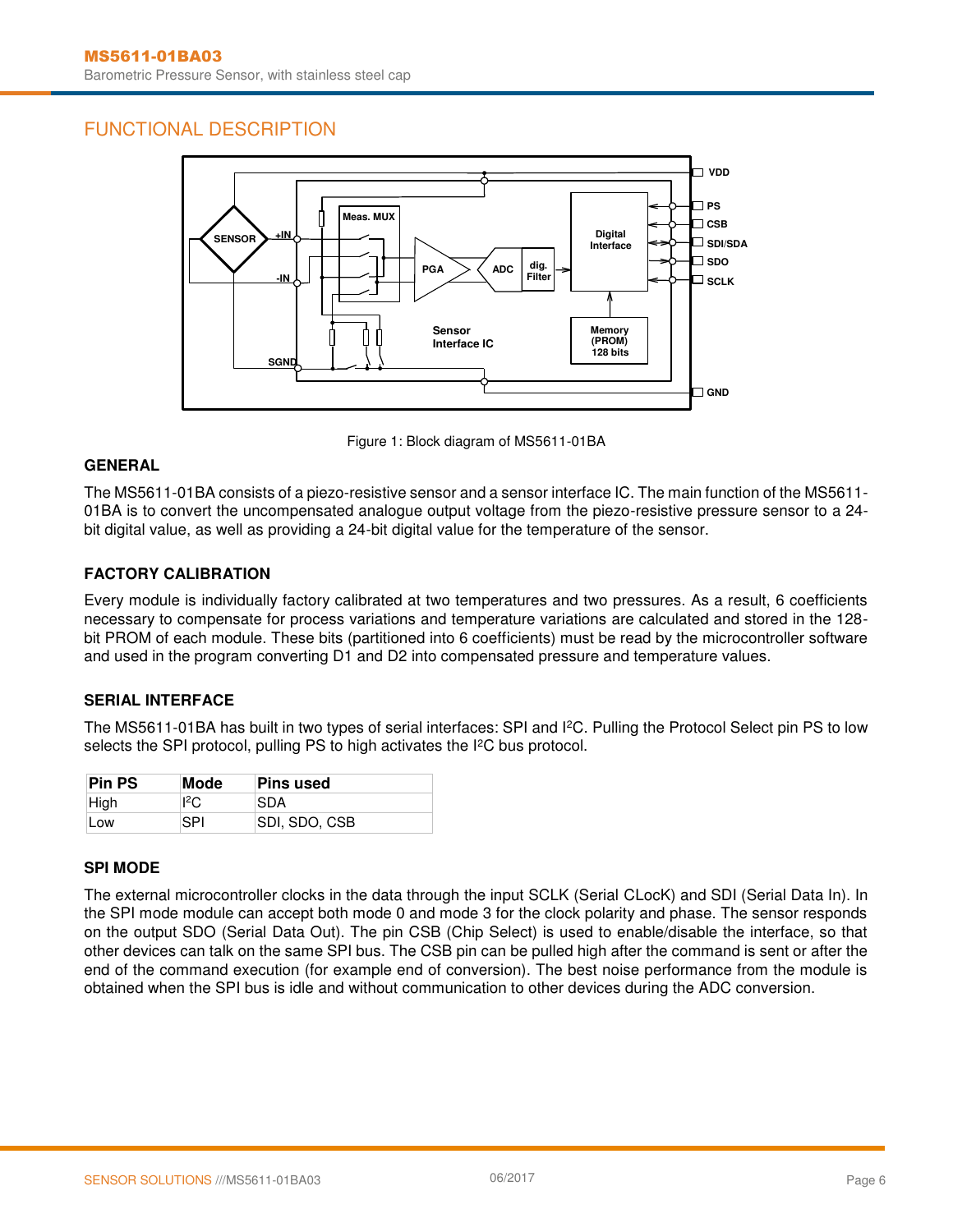## FUNCTIONAL DESCRIPTION

Figure 1: Block diagram of MS5611-01BA

### GENERAL

The MS5611-01BA consists of a piezo-resistive sensor and a sensor interface IC. The main function of the MS5611-01BA is to convert the uncompensated analogue output voltage from the piezo-resistive pressure sensor to a 24-bit digital value, as well as providing a 24-bit digital value for the temperature of the sensor.

### FACTORY CALIBRATION

Every module is individually factory calibrated at two temperatures and two pressures. As a result, 6 coefficients necessary to compensate for process variations and temperature variations are calculated and stored in the 128-bit PROM of each module. These bits (partitioned into 6 coefficients) must be read by the microcontroller software and used in the program converting D1 and D2 into compensated pressure and temperature values.

### SERIAL INTERFACE

The MS5611-01BA has built in two types of serial interfaces: SPI and I²C. Pulling the Protocol Select pin PS to low selects the SPI protocol, pulling PS to high activates the I²C bus protocol.

| Pin PS | Mode | Pins used |
|---|---|---|
| High | I²C | SDA |
| Low | SPI | SDI, SDO, CSB |

### SPI MODE

The external microcontroller clocks in the data through the input SCLK (Serial CLocK) and SDI (Serial Data In). In the SPI mode module can accept both mode 0 and mode 3 for the clock polarity and phase. The sensor responds on the output SDO (Serial Data Out). The pin CSB (Chip Select) is used to enable/disable the interface, so that other devices can talk on the same SPI bus. The CSB pin can be pulled high after the command is sent or after the end of the command execution (for example end of conversion). The best noise performance from the module is obtained when the SPI bus is idle and without communication to other devices during the ADC conversion.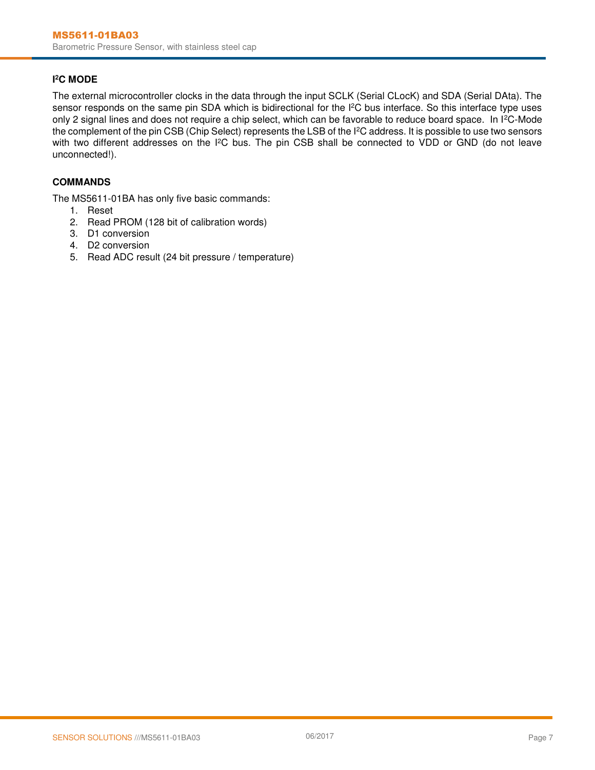### I²C MODE

The external microcontroller clocks in the data through the input SCLK (Serial CLocK) and SDA (Serial DAta). The sensor responds on the same pin SDA which is bidirectional for the I²C bus interface. So this interface type uses only 2 signal lines and does not require a chip select, which can be favorable to reduce board space. In I²C-Mode the complement of the pin CSB (Chip Select) represents the LSB of the I²C address. It is possible to use two sensors with two different addresses on the I²C bus. The pin CSB shall be connected to VDD or GND (do not leave unconnected!).

### COMMANDS

The MS5611-01BA has only five basic commands:

1. Reset
2. Read PROM (128 bit of calibration words)
3. D1 conversion
4. D2 conversion
5. Read ADC result (24 bit pressure / temperature)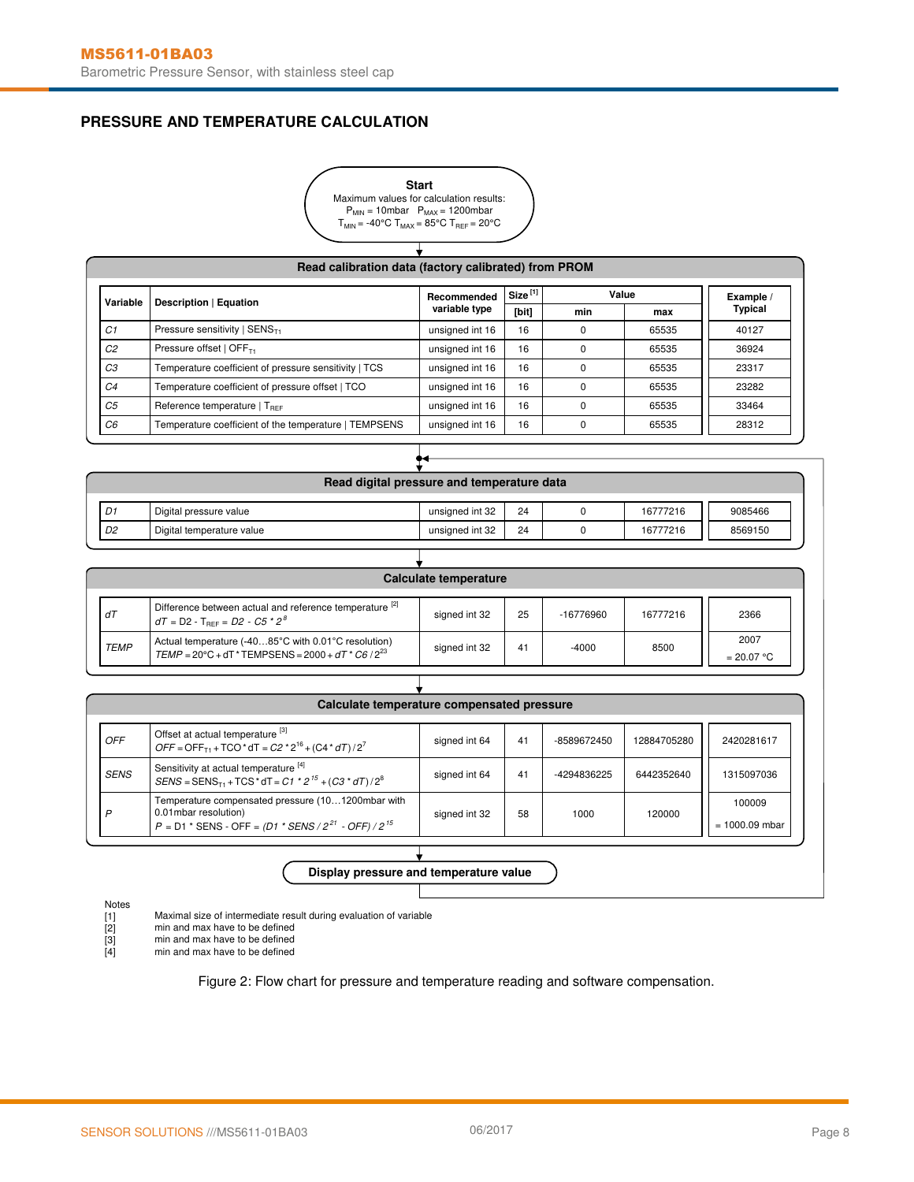## PRESSURE AND TEMPERATURE CALCULATION

**Start**

Maximum values for calculation results:
$P_{MIN}$ = 10mbar $P_{MAX}$ = 1200mbar
$T_{MIN}$ = -40°C $T_{MAX}$ = 85°C $T_{REF}$ = 20°C

**Read calibration data (factory calibrated) from PROM**

| Variable | Description \| Equation | Recommended variable type | Size [1] [bit] | Value min | Value max | Example / Typical |
|---|---|---|---|---|---|---|
| *C1* | Pressure sensitivity \| $SENS_{T1}$ | unsigned int 16 | 16 | 0 | 65535 | 40127 |
| *C2* | Pressure offset \| $OFF_{T1}$ | unsigned int 16 | 16 | 0 | 65535 | 36924 |
| *C3* | Temperature coefficient of pressure sensitivity \| TCS | unsigned int 16 | 16 | 0 | 65535 | 23317 |
| *C4* | Temperature coefficient of pressure offset \| TCO | unsigned int 16 | 16 | 0 | 65535 | 23282 |
| *C5* | Reference temperature \| $T_{REF}$ | unsigned int 16 | 16 | 0 | 65535 | 33464 |
| *C6* | Temperature coefficient of the temperature \| TEMPSENS | unsigned int 16 | 16 | 0 | 65535 | 28312 |

**Read digital pressure and temperature data**

| Variable | Description \| Equation | Recommended variable type | Size [1] [bit] | Value min | Value max | Example / Typical |
|---|---|---|---|---|---|---|
| *D1* | Digital pressure value | unsigned int 32 | 24 | 0 | 16777216 | 9085466 |
| *D2* | Digital temperature value | unsigned int 32 | 24 | 0 | 16777216 | 8569150 |

**Calculate temperature**

| Variable | Description \| Equation | Recommended variable type | Size [1] [bit] | Value min | Value max | Example / Typical |
|---|---|---|---|---|---|---|
| *dT* | Difference between actual and reference temperature [2] $dT = D2 - T_{REF} = D2 - C5 \cdot 2^8$ | signed int 32 | 25 | -16776960 | 16777216 | 2366 |
| *TEMP* | Actual temperature (-40…85°C with 0.01°C resolution) $TEMP = 20°C + dT \cdot TEMPSENS = 2000 + dT \cdot C6 / 2^{23}$ | signed int 32 | 41 | -4000 | 8500 | 2007 = 20.07 °C |

**Calculate temperature compensated pressure**

| Variable | Description \| Equation | Recommended variable type | Size [1] [bit] | Value min | Value max | Example / Typical |
|---|---|---|---|---|---|---|
| *OFF* | Offset at actual temperature [3] $OFF = OFF_{T1} + TCO \cdot dT = C2 \cdot 2^{16} + (C4 \cdot dT) / 2^7$ | signed int 64 | 41 | -8589672450 | 12884705280 | 2420281617 |
| *SENS* | Sensitivity at actual temperature [4] $SENS = SENS_{T1} + TCS \cdot dT = C1 \cdot 2^{15} + (C3 \cdot dT) / 2^8$ | signed int 64 | 41 | -4294836225 | 6442352640 | 1315097036 |
| *P* | Temperature compensated pressure (10…1200mbar with 0.01mbar resolution) $P = D1 \cdot SENS - OFF = (D1 \cdot SENS / 2^{21} - OFF) / 2^{15}$ | signed int 32 | 58 | 1000 | 120000 | 100009 = 1000.09 mbar |

**Display pressure and temperature value**

Notes
[1] Maximal size of intermediate result during evaluation of variable
[2] min and max have to be defined
[3] min and max have to be defined
[4] min and max have to be defined

Figure 2: Flow chart for pressure and temperature reading and software compensation.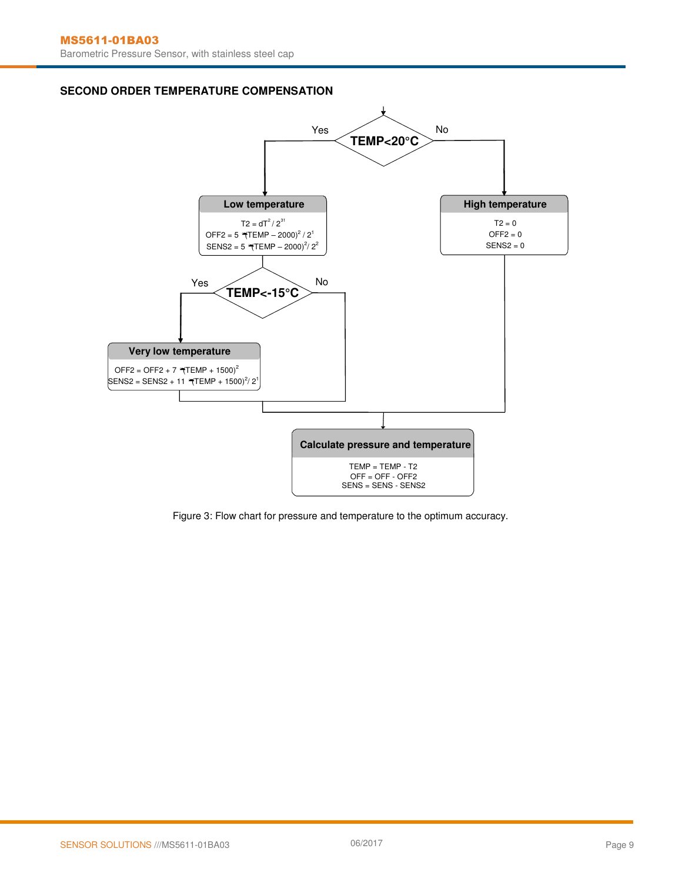## SECOND ORDER TEMPERATURE COMPENSATION

**TEMP<20°C**

- Yes → **Low temperature**
  - $T2 = dT^2 / 2^{31}$
  - $OFF2 = 5 \cdot (TEMP - 2000)^2 / 2^1$
  - $SENS2 = 5 \cdot (TEMP - 2000)^2 / 2^2$

  **TEMP<-15°C**

  - Yes → **Very low temperature**
    - $OFF2 = OFF2 + 7 \cdot (TEMP + 1500)^2$
    - $SENS2 = SENS2 + 11 \cdot (TEMP + 1500)^2 / 2^1$
  - No → continue

- No → **High temperature**
  - $T2 = 0$
  - $OFF2 = 0$
  - $SENS2 = 0$

**Calculate pressure and temperature**

- $TEMP = TEMP - T2$
- $OFF = OFF - OFF2$
- $SENS = SENS - SENS2$

Figure 3: Flow chart for pressure and temperature to the optimum accuracy.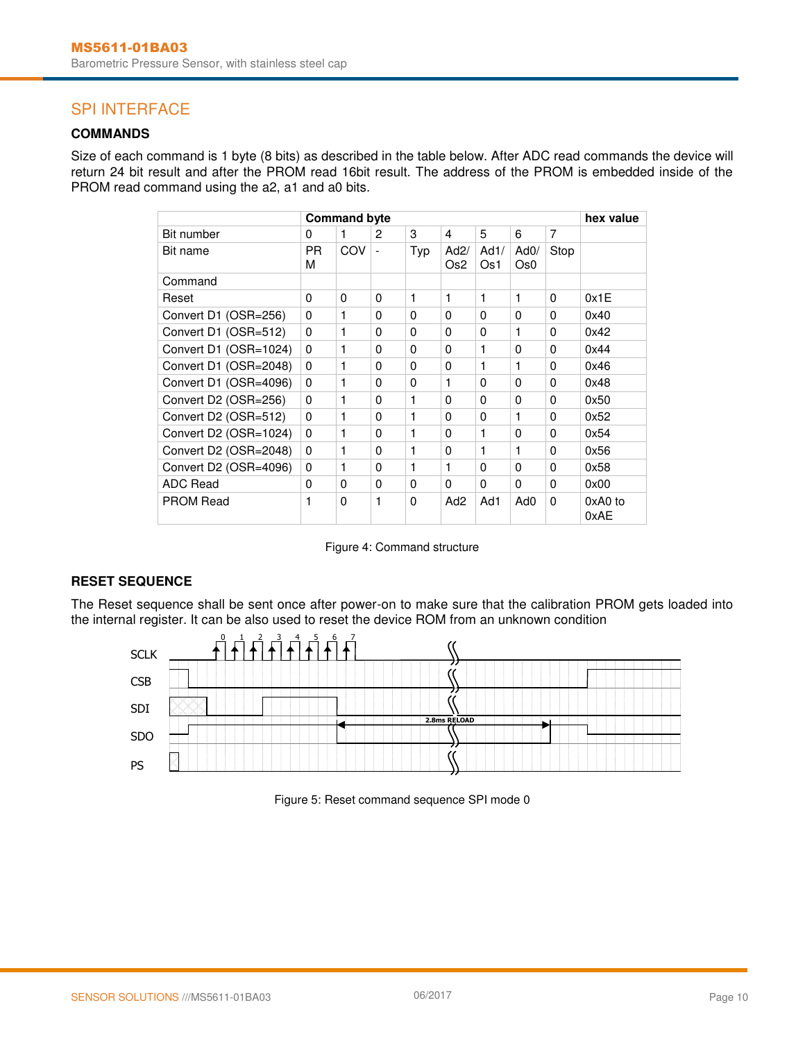## SPI INTERFACE

### COMMANDS

Size of each command is 1 byte (8 bits) as described in the table below. After ADC read commands the device will return 24 bit result and after the PROM read 16bit result. The address of the PROM is embedded inside of the PROM read command using the a2, a1 and a0 bits.

| | Command byte | | | | | | | | hex value |
|---|---|---|---|---|---|---|---|---|---|
| Bit number | 0 | 1 | 2 | 3 | 4 | 5 | 6 | 7 | |
| Bit name | PRM | COV | - | Typ | Ad2/ Os2 | Ad1/ Os1 | Ad0/ Os0 | Stop | |
| Command | | | | | | | | | |
| Reset | 0 | 0 | 0 | 1 | 1 | 1 | 1 | 0 | 0x1E |
| Convert D1 (OSR=256) | 0 | 1 | 0 | 0 | 0 | 0 | 0 | 0 | 0x40 |
| Convert D1 (OSR=512) | 0 | 1 | 0 | 0 | 0 | 0 | 1 | 0 | 0x42 |
| Convert D1 (OSR=1024) | 0 | 1 | 0 | 0 | 0 | 1 | 0 | 0 | 0x44 |
| Convert D1 (OSR=2048) | 0 | 1 | 0 | 0 | 0 | 1 | 1 | 0 | 0x46 |
| Convert D1 (OSR=4096) | 0 | 1 | 0 | 0 | 1 | 0 | 0 | 0 | 0x48 |
| Convert D2 (OSR=256) | 0 | 1 | 0 | 1 | 0 | 0 | 0 | 0 | 0x50 |
| Convert D2 (OSR=512) | 0 | 1 | 0 | 1 | 0 | 0 | 1 | 0 | 0x52 |
| Convert D2 (OSR=1024) | 0 | 1 | 0 | 1 | 0 | 1 | 0 | 0 | 0x54 |
| Convert D2 (OSR=2048) | 0 | 1 | 0 | 1 | 0 | 1 | 1 | 0 | 0x56 |
| Convert D2 (OSR=4096) | 0 | 1 | 0 | 1 | 1 | 0 | 0 | 0 | 0x58 |
| ADC Read | 0 | 0 | 0 | 0 | 0 | 0 | 0 | 0 | 0x00 |
| PROM Read | 1 | 0 | 1 | 0 | Ad2 | Ad1 | Ad0 | 0 | 0xA0 to 0xAE |

Figure 4: Command structure

### RESET SEQUENCE

The Reset sequence shall be sent once after power-on to make sure that the calibration PROM gets loaded into the internal register. It can be also used to reset the device ROM from an unknown condition

SCLK 0 1 2 3 4 5 6 7
CSB
SDI
SDO 2.8ms RELOAD
PS

Figure 5: Reset command sequence SPI mode 0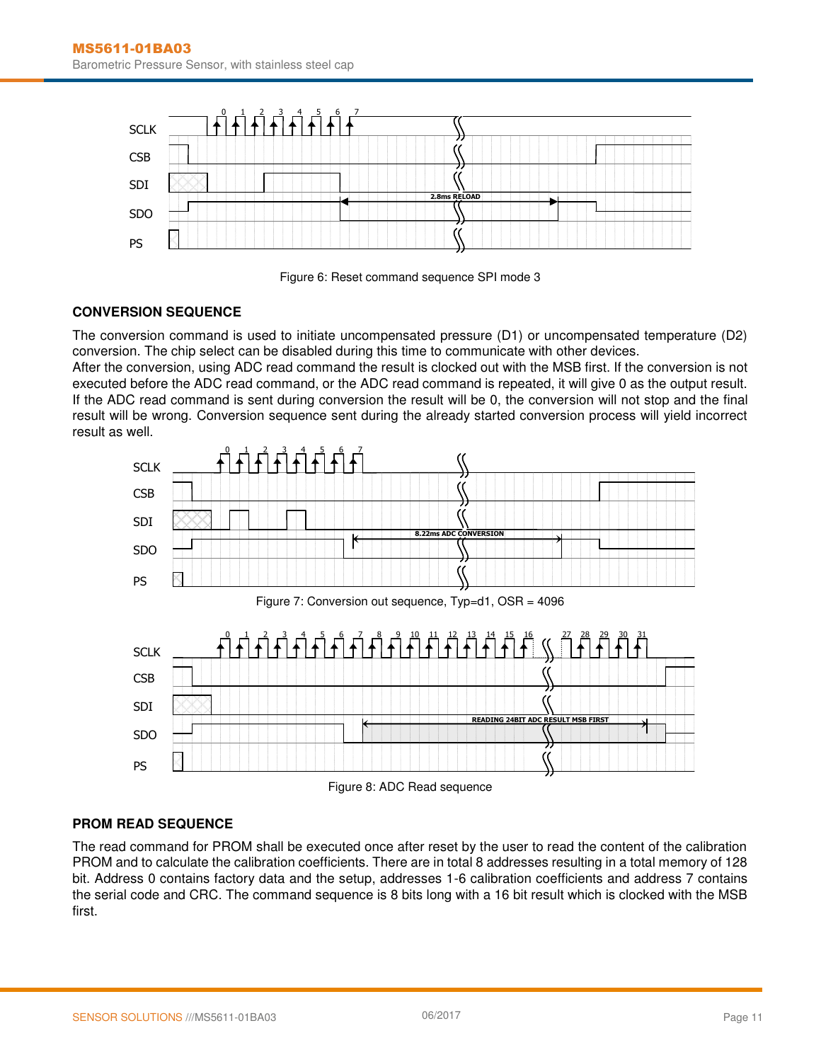Figure 6: Reset command sequence SPI mode 3

## CONVERSION SEQUENCE

The conversion command is used to initiate uncompensated pressure (D1) or uncompensated temperature (D2) conversion. The chip select can be disabled during this time to communicate with other devices.
After the conversion, using ADC read command the result is clocked out with the MSB first. If the conversion is not executed before the ADC read command, or the ADC read command is repeated, it will give 0 as the output result. If the ADC read command is sent during conversion the result will be 0, the conversion will not stop and the final result will be wrong. Conversion sequence sent during the already started conversion process will yield incorrect result as well.

Figure 7: Conversion out sequence, Typ=d1, OSR = 4096

Figure 8: ADC Read sequence

## PROM READ SEQUENCE

The read command for PROM shall be executed once after reset by the user to read the content of the calibration PROM and to calculate the calibration coefficients. There are in total 8 addresses resulting in a total memory of 128 bit. Address 0 contains factory data and the setup, addresses 1-6 calibration coefficients and address 7 contains the serial code and CRC. The command sequence is 8 bits long with a 16 bit result which is clocked with the MSB first.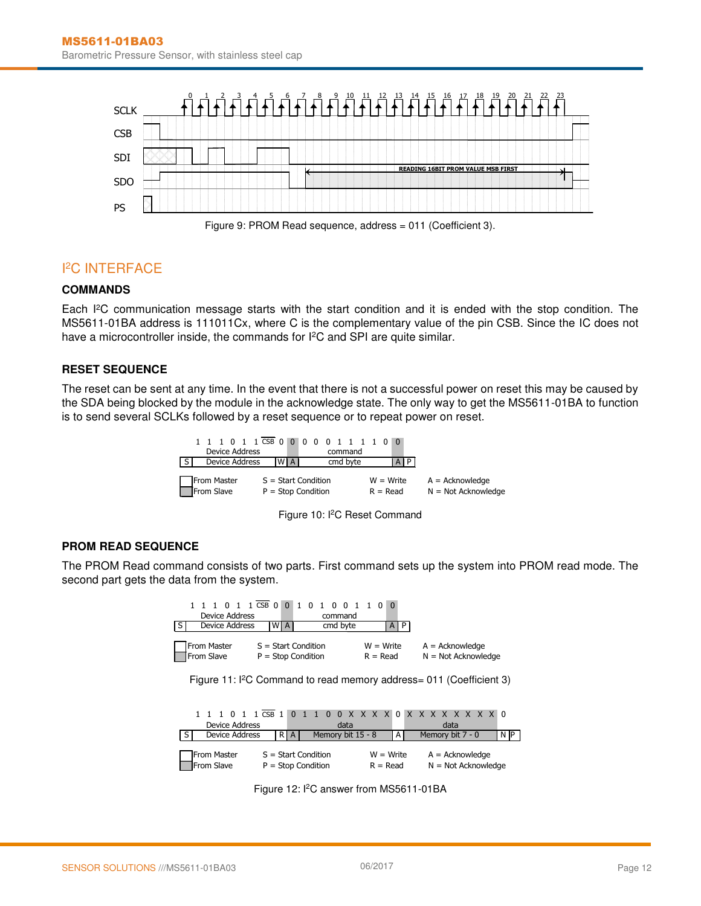Figure 9: PROM Read sequence, address = 011 (Coefficient 3).

## I²C INTERFACE

### COMMANDS

Each I²C communication message starts with the start condition and it is ended with the stop condition. The MS5611-01BA address is 111011Cx, where C is the complementary value of the pin CSB. Since the IC does not have a microcontroller inside, the commands for I²C and SPI are quite similar.

### RESET SEQUENCE

The reset can be sent at any time. In the event that there is not a successful power on reset this may be caused by the SDA being blocked by the module in the acknowledge state. The only way to get the MS5611-01BA to function is to send several SCLKs followed by a reset sequence or to repeat power on reset.

Figure 10: I²C Reset Command

### PROM READ SEQUENCE

The PROM Read command consists of two parts. First command sets up the system into PROM read mode. The second part gets the data from the system.

Figure 11: I²C Command to read memory address= 011 (Coefficient 3)

Figure 12: I²C answer from MS5611-01BA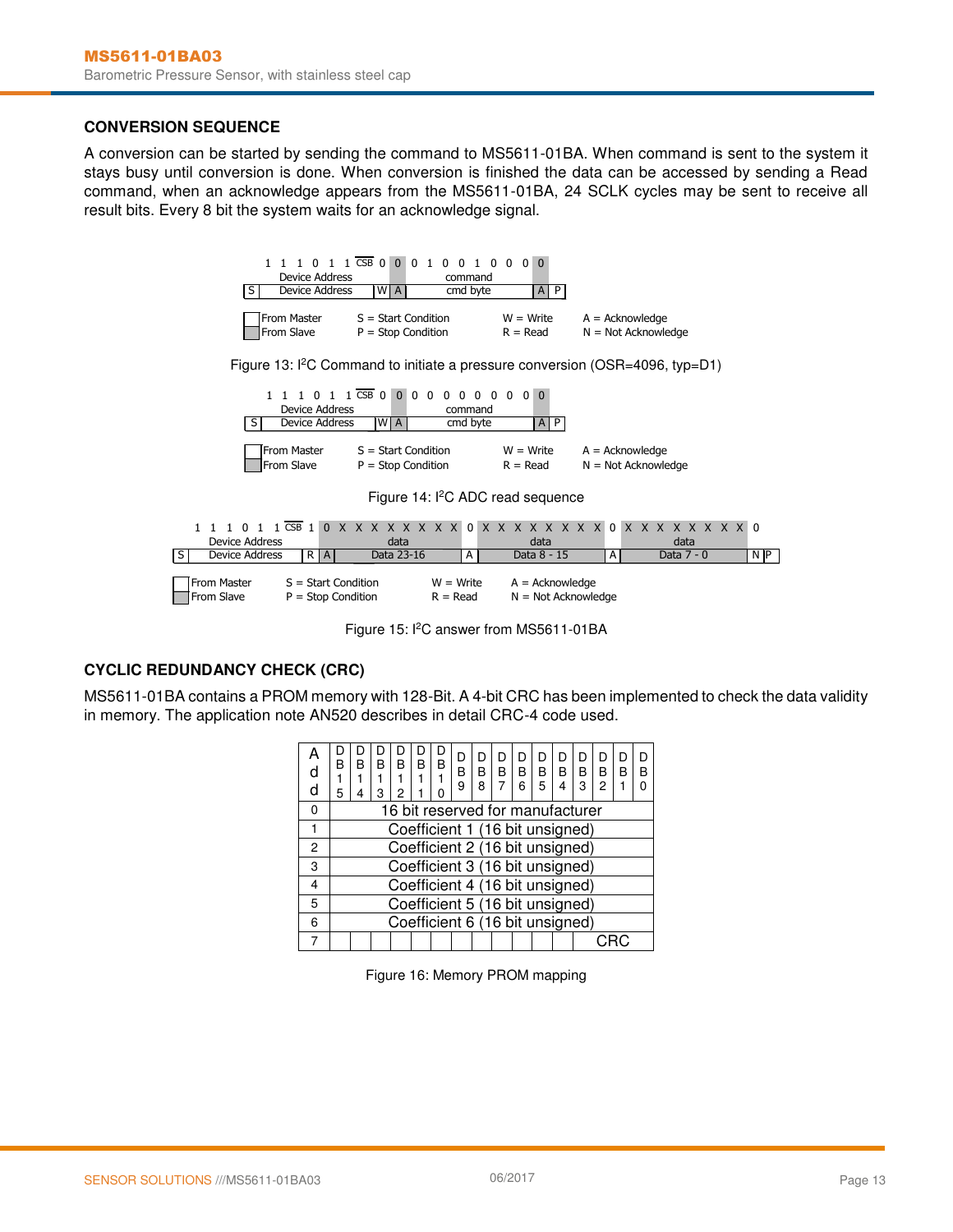### CONVERSION SEQUENCE

A conversion can be started by sending the command to MS5611-01BA. When command is sent to the system it stays busy until conversion is done. When conversion is finished the data can be accessed by sending a Read command, when an acknowledge appears from the MS5611-01BA, 24 SCLK cycles may be sent to receive all result bits. Every 8 bit the system waits for an acknowledge signal.

| | 1 | 1 | 1 | 0 | 1 | 1 | CSB | 0 | 0 | 0 | 1 | 0 | 0 | 1 | 0 | 0 | 0 | 0 | |
|---|---|---|---|---|---|---|---|---|---|---|---|---|---|---|---|---|---|---|---|
| | Device Address | | | | | | | | | command | | | | | | | | | |
| S | Device Address | | | | | | | W | A | cmd byte | | | | | | | | A | P |

From Master / From Slave — S = Start Condition, P = Stop Condition, W = Write, R = Read, A = Acknowledge, N = Not Acknowledge

Figure 13: I²C Command to initiate a pressure conversion (OSR=4096, typ=D1)

| | 1 | 1 | 1 | 0 | 1 | 1 | CSB | 0 | 0 | 0 | 0 | 0 | 0 | 0 | 0 | 0 | 0 | 0 | |
|---|---|---|---|---|---|---|---|---|---|---|---|---|---|---|---|---|---|---|---|
| | Device Address | | | | | | | | | command | | | | | | | | | |
| S | Device Address | | | | | | | W | A | cmd byte | | | | | | | | A | P |

From Master / From Slave — S = Start Condition, P = Stop Condition, W = Write, R = Read, A = Acknowledge, N = Not Acknowledge

Figure 14: I²C ADC read sequence

| | 1 1 1 0 1 1 CSB | 1 | 0 | X X X X X X X X | 0 | X X X X X X X X | 0 | X X X X X X X X | 0 | |
|---|---|---|---|---|---|---|---|---|---|---|
| | Device Address | | | data | | data | | data | | |
| S | Device Address | R | A | Data 23-16 | A | Data 8 - 15 | A | Data 7 - 0 | N | P |

From Master / From Slave — S = Start Condition, P = Stop Condition, W = Write, R = Read, A = Acknowledge, N = Not Acknowledge

Figure 15: I²C answer from MS5611-01BA

### CYCLIC REDUNDANCY CHECK (CRC)

MS5611-01BA contains a PROM memory with 128-Bit. A 4-bit CRC has been implemented to check the data validity in memory. The application note AN520 describes in detail CRC-4 code used.

| Add | DB15 | DB14 | DB13 | DB12 | DB11 | DB10 | DB9 | DB8 | DB7 | DB6 | DB5 | DB4 | DB3 | DB2 | DB1 | DB0 |
|---|---|---|---|---|---|---|---|---|---|---|---|---|---|---|---|---|
| 0 | 16 bit reserved for manufacturer | | | | | | | | | | | | | | | |
| 1 | Coefficient 1 (16 bit unsigned) | | | | | | | | | | | | | | | |
| 2 | Coefficient 2 (16 bit unsigned) | | | | | | | | | | | | | | | |
| 3 | Coefficient 3 (16 bit unsigned) | | | | | | | | | | | | | | | |
| 4 | Coefficient 4 (16 bit unsigned) | | | | | | | | | | | | | | | |
| 5 | Coefficient 5 (16 bit unsigned) | | | | | | | | | | | | | | | |
| 6 | Coefficient 6 (16 bit unsigned) | | | | | | | | | | | | | | | |
| 7 | | | | | | | | | | | | | CRC | | | |

Figure 16: Memory PROM mapping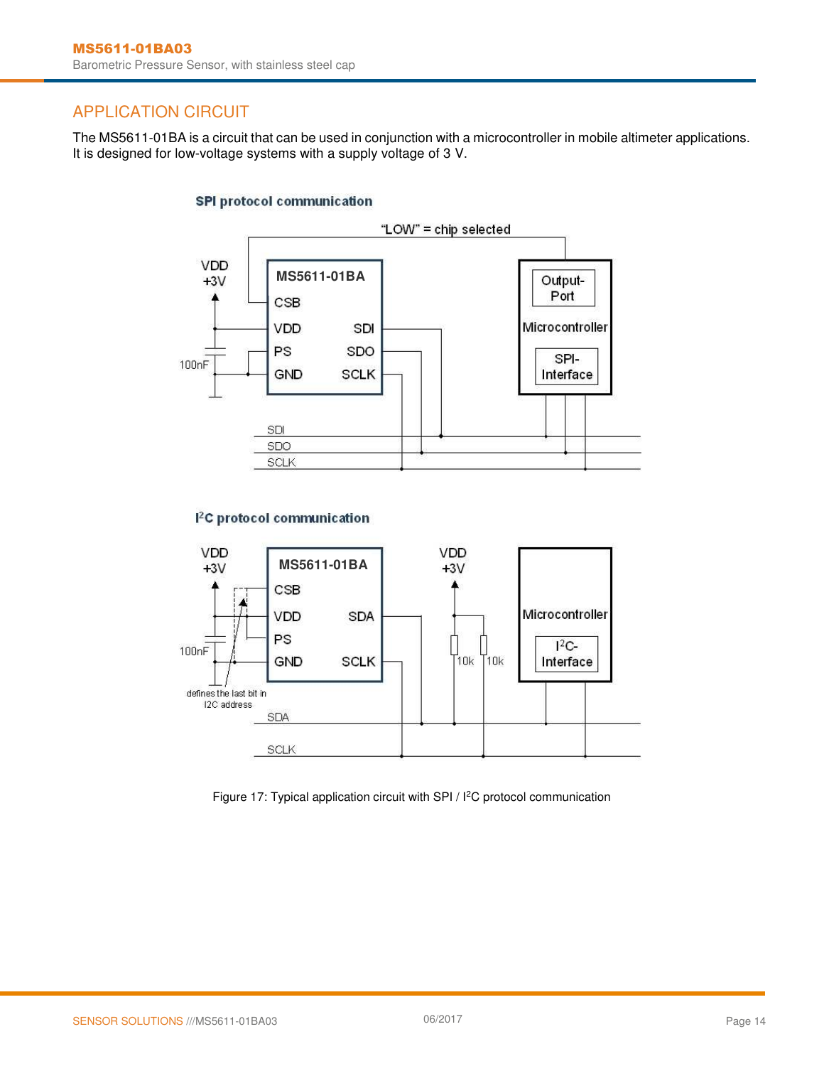## APPLICATION CIRCUIT

The MS5611-01BA is a circuit that can be used in conjunction with a microcontroller in mobile altimeter applications. It is designed for low-voltage systems with a supply voltage of 3 V.

**SPI protocol communication**

**I²C protocol communication**

Figure 17: Typical application circuit with SPI / I²C protocol communication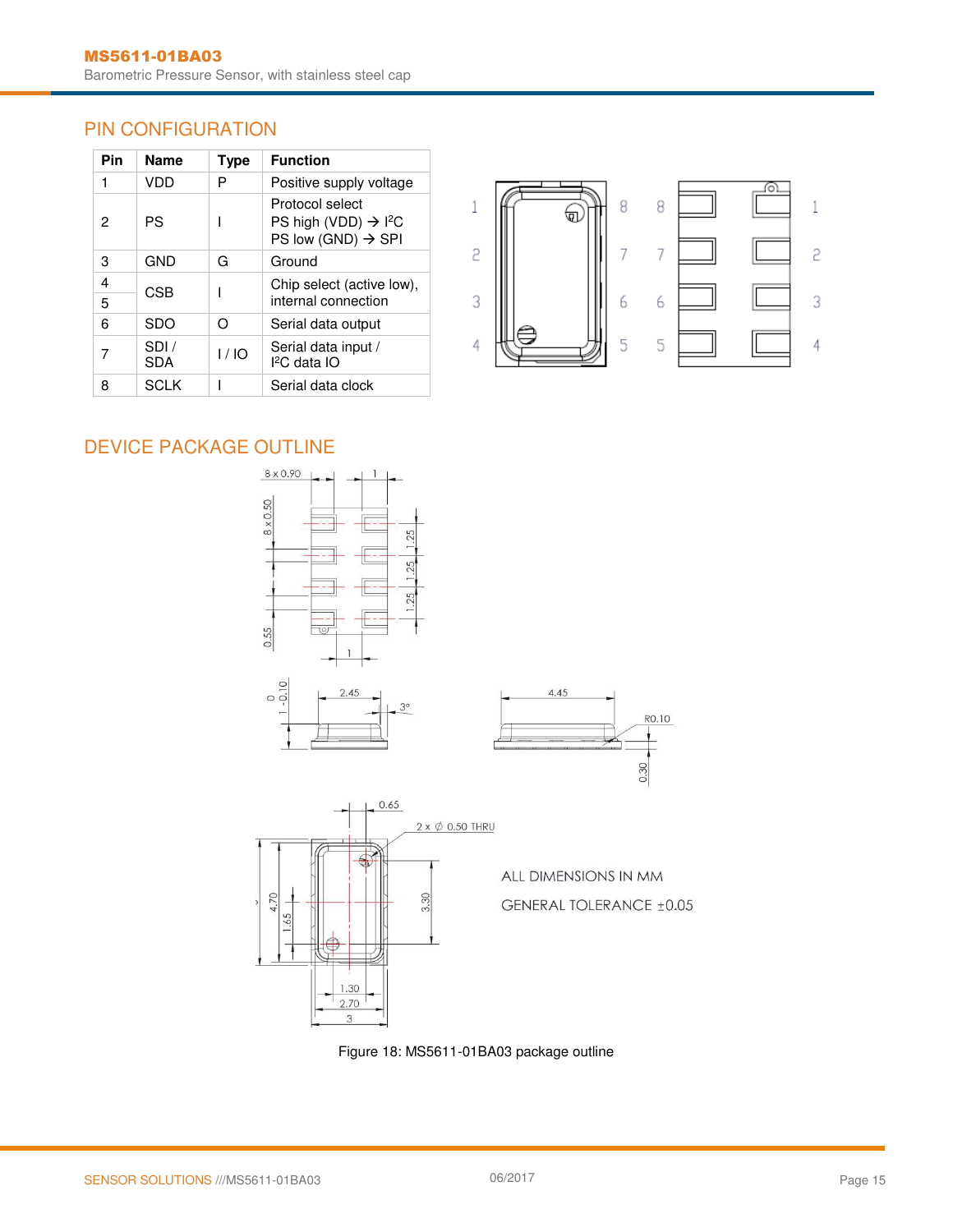## PIN CONFIGURATION

| Pin | Name | Type | Function |
|---|---|---|---|
| 1 | VDD | P | Positive supply voltage |
| 2 | PS | I | Protocol select<br>PS high (VDD) → I²C<br>PS low (GND) → SPI |
| 3 | GND | G | Ground |
| 4<br>5 | CSB | I | Chip select (active low), internal connection |
| 6 | SDO | O | Serial data output |
| 7 | SDI / SDA | I / IO | Serial data input / I²C data IO |
| 8 | SCLK | I | Serial data clock |

## DEVICE PACKAGE OUTLINE

ALL DIMENSIONS IN MM

GENERAL TOLERANCE ±0.05

Figure 18: MS5611-01BA03 package outline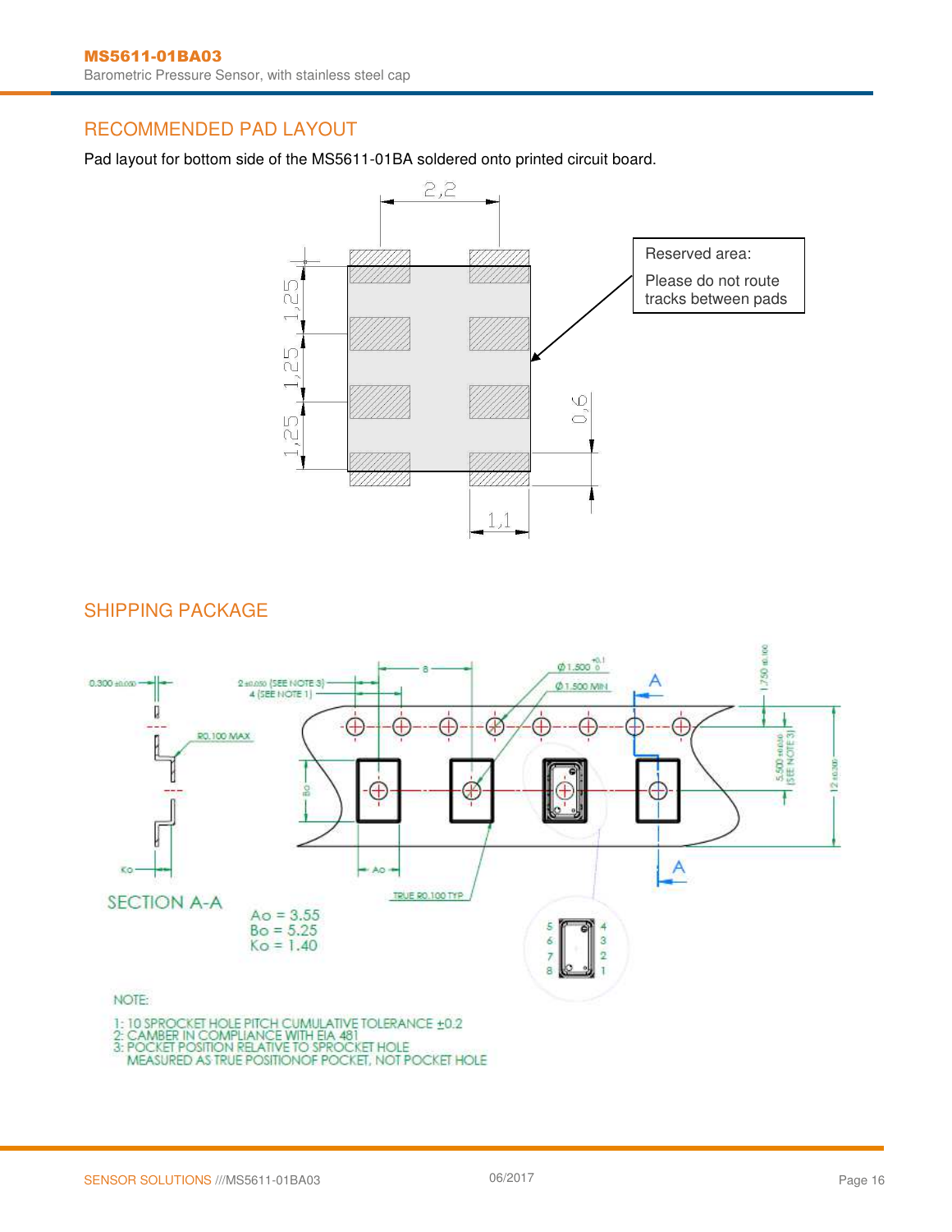## RECOMMENDED PAD LAYOUT

Pad layout for bottom side of the MS5611-01BA soldered onto printed circuit board.

2,2

1,25

1,25

1,25

0,6

1,1

Reserved area:

Please do not route tracks between pads

## SHIPPING PACKAGE

SECTION A-A

Ao = 3.55
Bo = 5.25
Ko = 1.40

NOTE:

1: 10 SPROCKET HOLE PITCH CUMULATIVE TOLERANCE ±0.2
2: CAMBER IN COMPLIANCE WITH EIA 481
3: POCKET POSITION RELATIVE TO SPROCKET HOLE
MEASURED AS TRUE POSITIONOF POCKET, NOT POCKET HOLE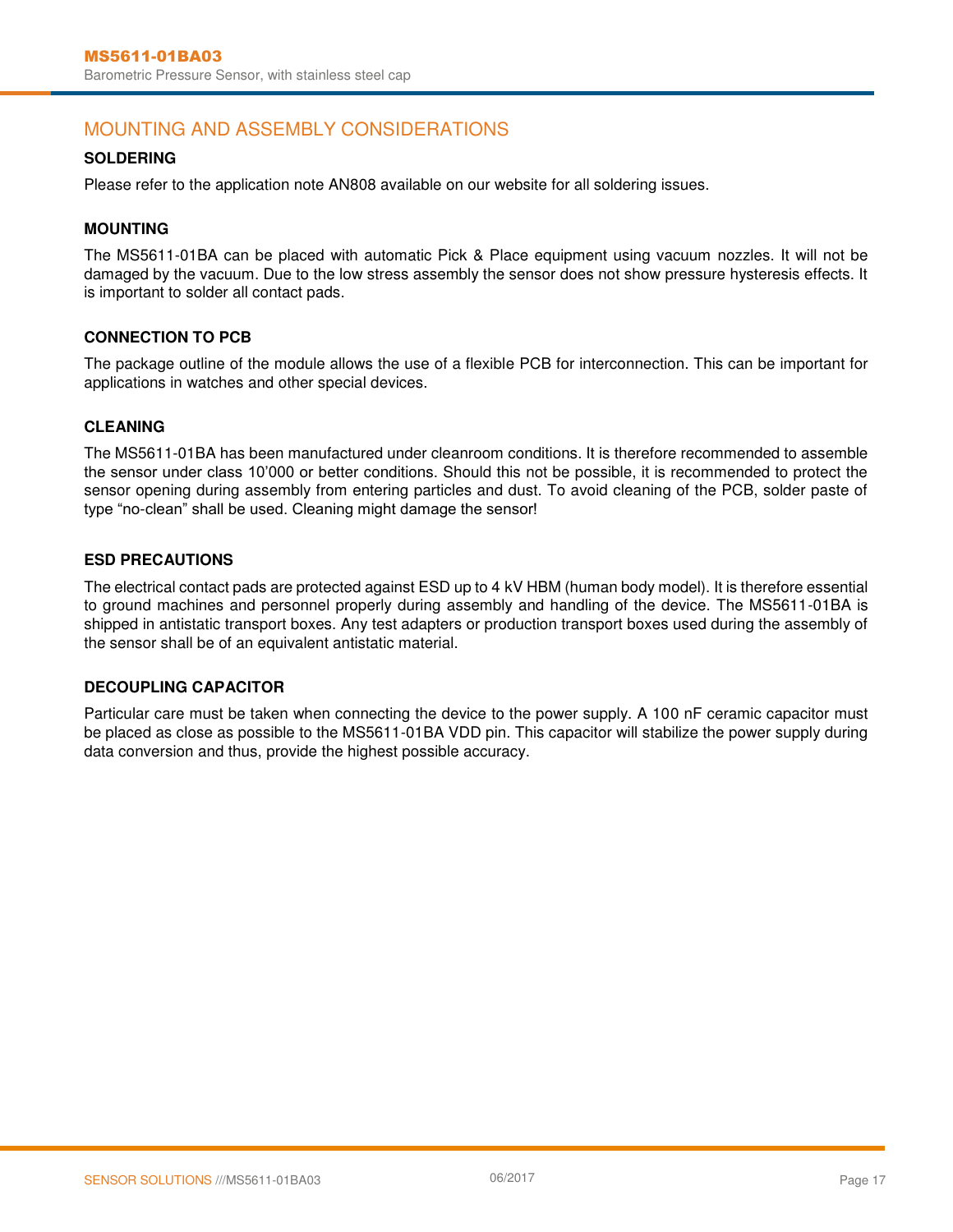## MOUNTING AND ASSEMBLY CONSIDERATIONS

### SOLDERING

Please refer to the application note AN808 available on our website for all soldering issues.

### MOUNTING

The MS5611-01BA can be placed with automatic Pick & Place equipment using vacuum nozzles. It will not be damaged by the vacuum. Due to the low stress assembly the sensor does not show pressure hysteresis effects. It is important to solder all contact pads.

### CONNECTION TO PCB

The package outline of the module allows the use of a flexible PCB for interconnection. This can be important for applications in watches and other special devices.

### CLEANING

The MS5611-01BA has been manufactured under cleanroom conditions. It is therefore recommended to assemble the sensor under class 10'000 or better conditions. Should this not be possible, it is recommended to protect the sensor opening during assembly from entering particles and dust. To avoid cleaning of the PCB, solder paste of type "no-clean" shall be used. Cleaning might damage the sensor!

### ESD PRECAUTIONS

The electrical contact pads are protected against ESD up to 4 kV HBM (human body model). It is therefore essential to ground machines and personnel properly during assembly and handling of the device. The MS5611-01BA is shipped in antistatic transport boxes. Any test adapters or production transport boxes used during the assembly of the sensor shall be of an equivalent antistatic material.

### DECOUPLING CAPACITOR

Particular care must be taken when connecting the device to the power supply. A 100 nF ceramic capacitor must be placed as close as possible to the MS5611-01BA VDD pin. This capacitor will stabilize the power supply during data conversion and thus, provide the highest possible accuracy.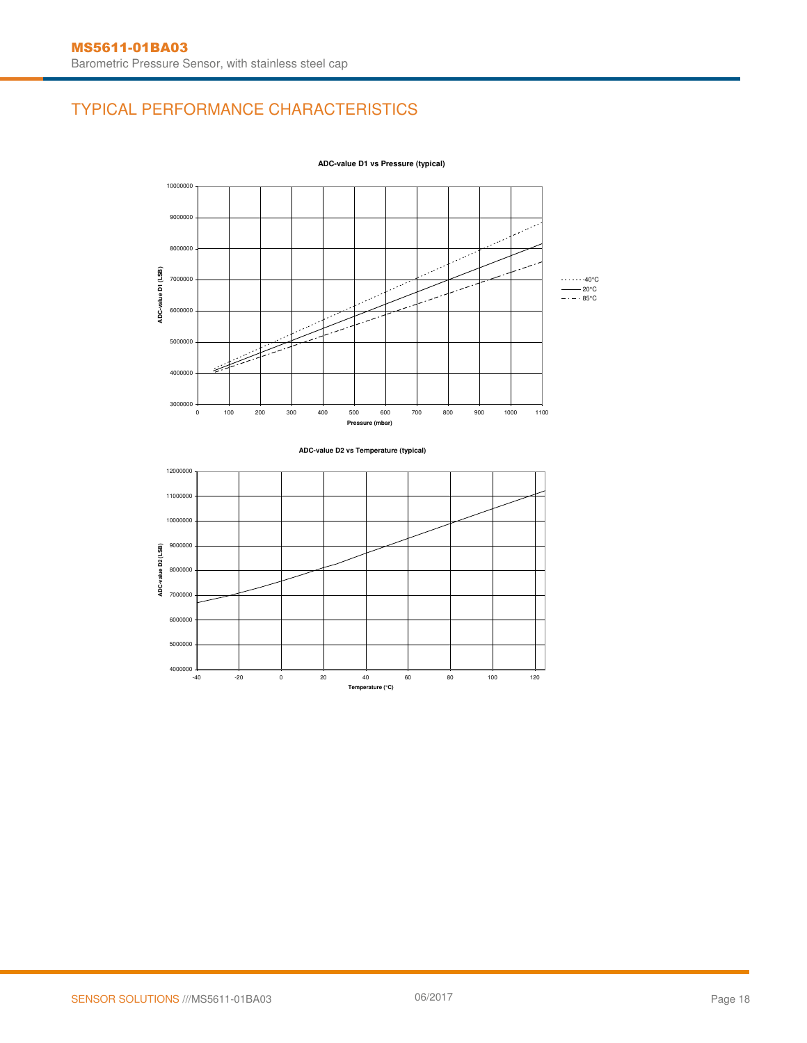# TYPICAL PERFORMANCE CHARACTERISTICS

**ADC-value D1 vs Pressure (typical)**

ADC-value D1 (LSB)

Pressure (mbar)

-40°C
20°C
85°C

**ADC-value D2 vs Temperature (typical)**

ADC-value D2 (LSB)

Temperature (°C)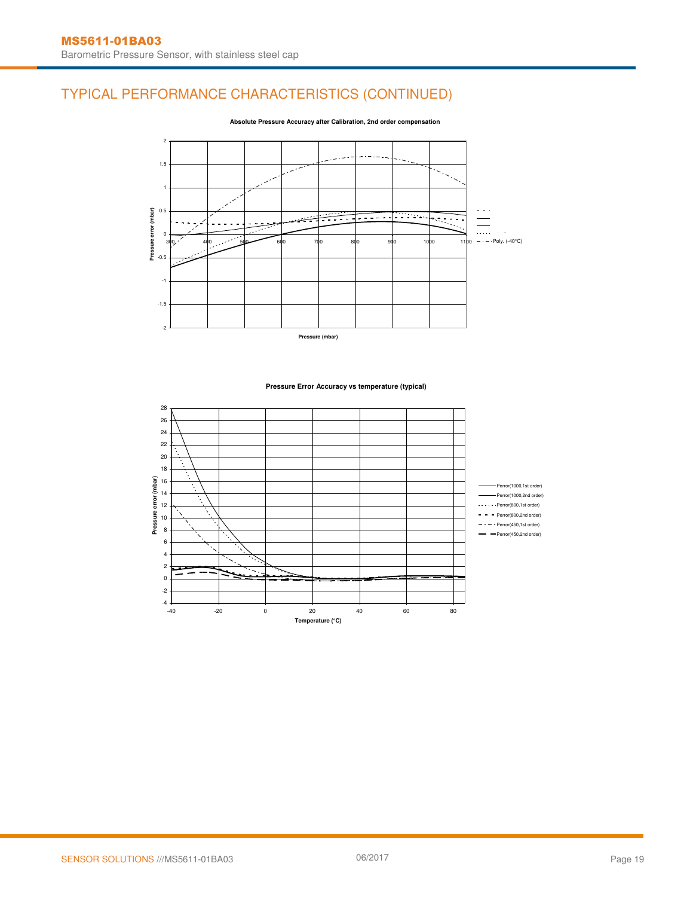## TYPICAL PERFORMANCE CHARACTERISTICS (CONTINUED)

**Absolute Pressure Accuracy after Calibration, 2nd order compensation**

Pressure error (mbar) vs Pressure (mbar): y-axis from -2 to 2; x-axis 300, 400, 500, 600, 700, 800, 900, 1000, 1100.

Legend: Poly. (-40°C)

**Pressure Error Accuracy vs temperature (typical)**

Pressure error (mbar) vs Temperature (°C): y-axis from -4 to 28; x-axis -40, -20, 0, 20, 40, 60, 80.

Legend:
- Perror(1000,1st order)
- Perror(1000,2nd order)
- Perror(800,1st order)
- Perror(800,2nd order)
- Perror(450,1st order)
- Perror(450,2nd order)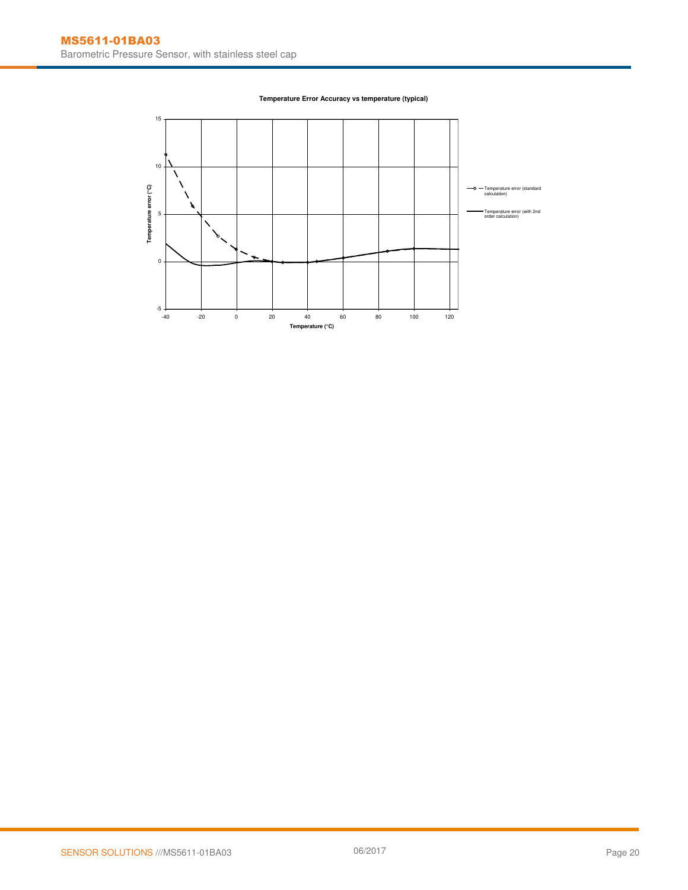**Temperature Error Accuracy vs temperature (typical)**

Temperature error (°C)

Temperature (°C)

- Temperature error (standard calculation)
- Temperature error (with 2nd order calculation)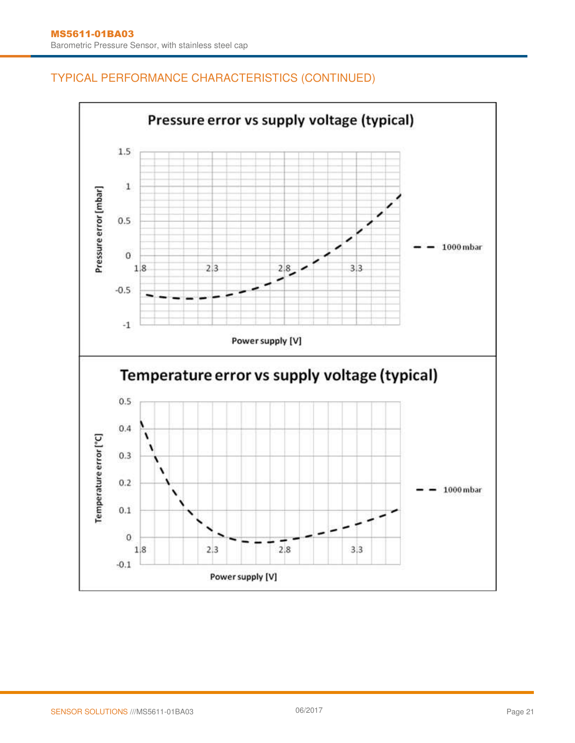## TYPICAL PERFORMANCE CHARACTERISTICS (CONTINUED)

**Pressure error vs supply voltage (typical)**

Pressure error [mbar]

1.5
1
0.5
0
-0.5
-1

1.8 2.3 2.8 3.3

Power supply [V]

1000 mbar

**Temperature error vs supply voltage (typical)**

Temperature error [°C]

0.5
0.4
0.3
0.2
0.1
0
-0.1

1.8 2.3 2.8 3.3

Power supply [V]

1000 mbar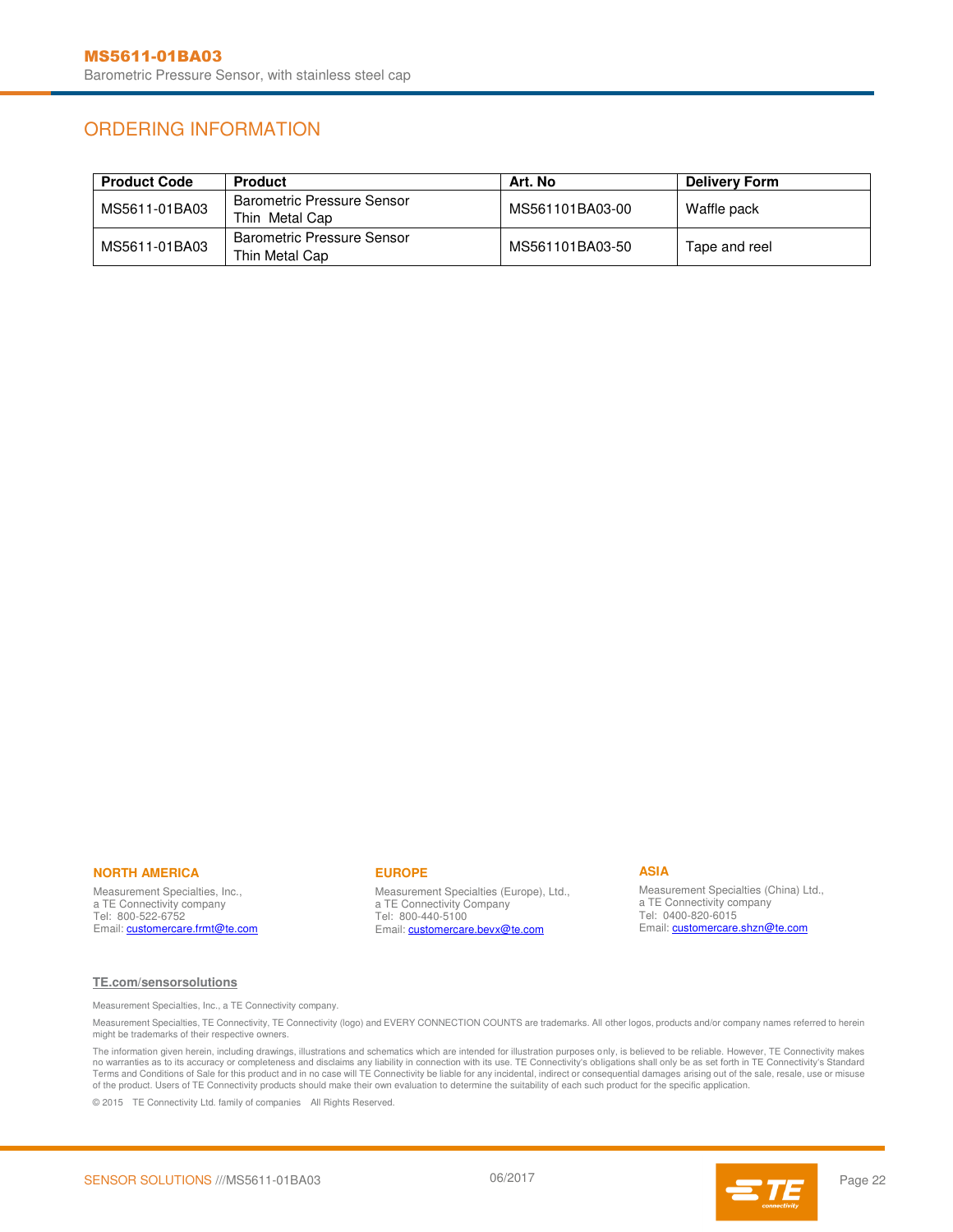## ORDERING INFORMATION

| Product Code | Product | Art. No | Delivery Form |
|---|---|---|---|
| MS5611-01BA03 | Barometric Pressure Sensor Thin Metal Cap | MS561101BA03-00 | Waffle pack |
| MS5611-01BA03 | Barometric Pressure Sensor Thin Metal Cap | MS561101BA03-50 | Tape and reel |

**NORTH AMERICA**

Measurement Specialties, Inc.,
a TE Connectivity company
Tel: 800-522-6752
Email: customercare.frmt@te.com

**EUROPE**

Measurement Specialties (Europe), Ltd.,
a TE Connectivity Company
Tel: 800-440-5100
Email: customercare.bevx@te.com

**ASIA**

Measurement Specialties (China) Ltd.,
a TE Connectivity company
Tel: 0400-820-6015
Email: customercare.shzn@te.com

**TE.com/sensorsolutions**

Measurement Specialties, Inc., a TE Connectivity company.

Measurement Specialties, TE Connectivity, TE Connectivity (logo) and EVERY CONNECTION COUNTS are trademarks. All other logos, products and/or company names referred to herein might be trademarks of their respective owners.

The information given herein, including drawings, illustrations and schematics which are intended for illustration purposes only, is believed to be reliable. However, TE Connectivity makes no warranties as to its accuracy or completeness and disclaims any liability in connection with its use. TE Connectivity's obligations shall only be as set forth in TE Connectivity's Standard Terms and Conditions of Sale for this product and in no case will TE Connectivity be liable for any incidental, indirect or consequential damages arising out of the sale, resale, use or misuse of the product. Users of TE Connectivity products should make their own evaluation to determine the suitability of each such product for the specific application.

© 2015 TE Connectivity Ltd. family of companies All Rights Reserved.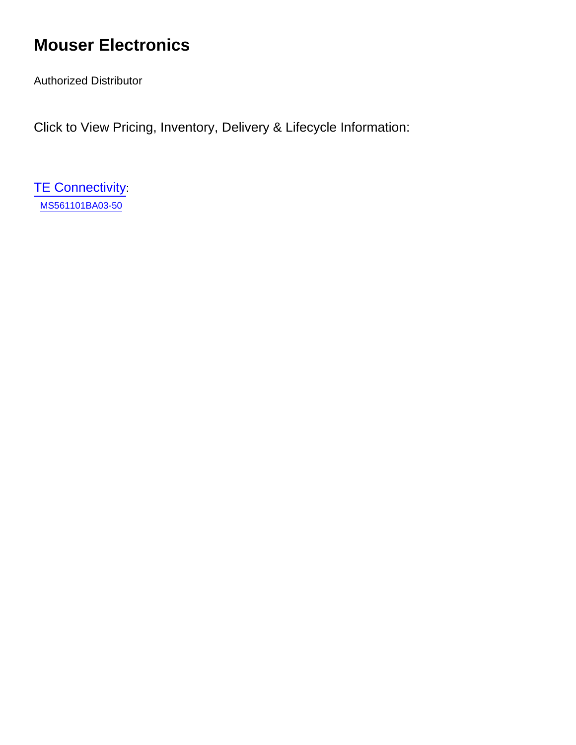# Mouser Electronics

Authorized Distributor

Click to View Pricing, Inventory, Delivery & Lifecycle Information:

TE Connectivity:

MS561101BA03-50